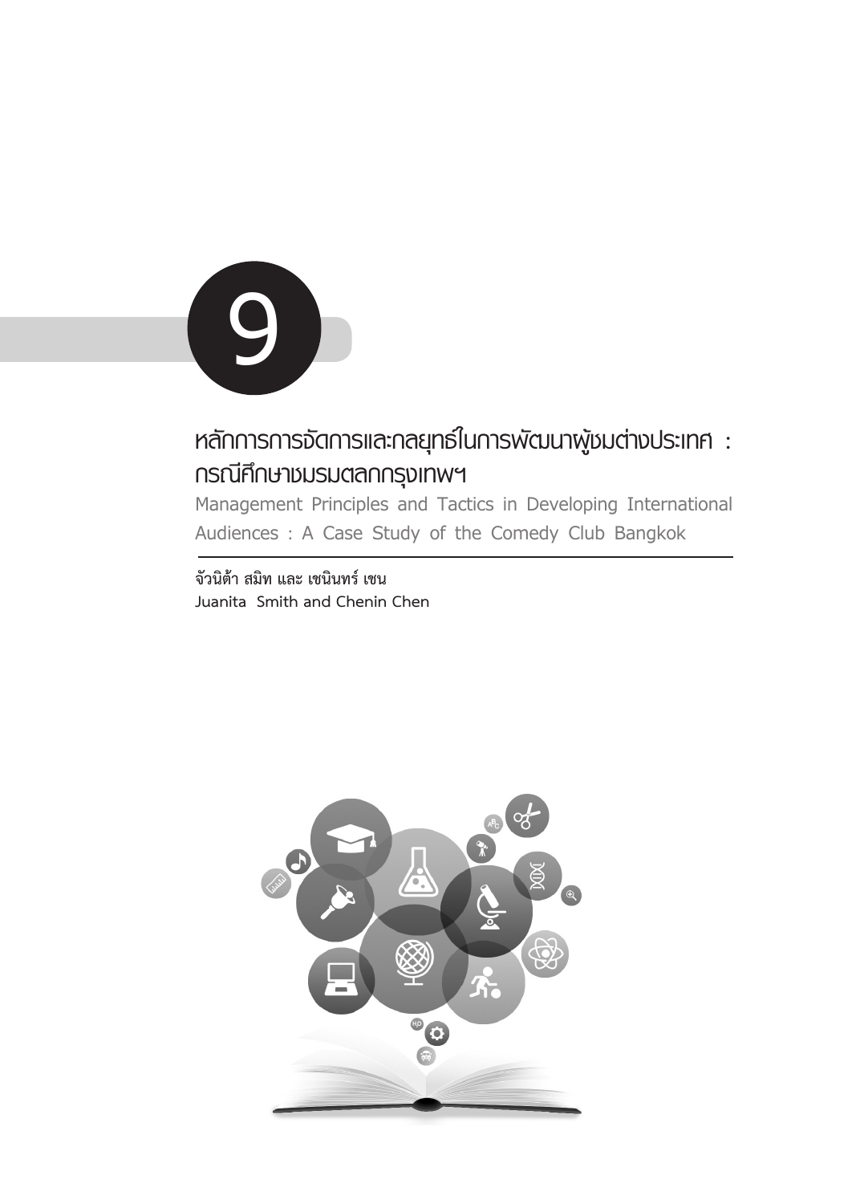# 9

# หลักการการจัดการและกลยุทธ์ในการพัฒนาผู้ชมต่างประเทศ : กรณีศึกษาชมรมตลกกรุงเทพฯ

Management Principles and Tactics in Developing International Audiences : A Case Study of the Comedy Club Bangkok

**จัวนิต้า สมิท และ เชนินทร์ เชน**

Juanita Smith and Chenin Chen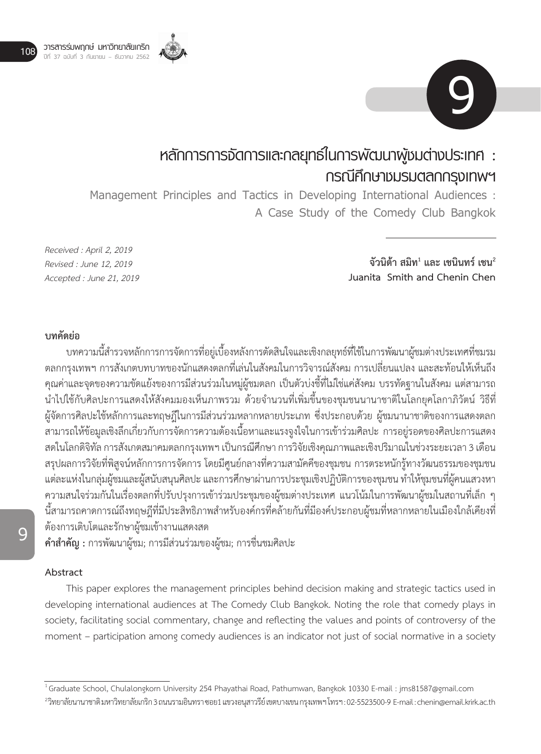# หลักการการจัดการและกลยุทธ์ในการพัฒนาผู้ชมต่างประเทศ : กรณีศึกษาชมรมตลกกรุงเทพฯ

## Management Principles and Tactics in Developing International Audiences : A Case Study of the Comedy Club Bangkok

*Received : April 2, 2019*
*Revised : June 12, 2019*
*Accepted : June 21, 2019*

**จัวนิต้า สมิท[1] และ เชนินทร์ เชน[2]**
**Juanita Smith and Chenin Chen**

### บทคัดย่อ

บทความนี้สำรวจหลักการการจัดการที่อยู่เบื้องหลังการตัดสินใจและเชิงกลยุทธ์ที่ใช้ในการพัฒนาผู้ชมต่างประเทศที่ชมรมตลกกรุงเทพฯ การสังเกตบทบาทของนักแสดงตลกที่เล่นในสังคมในการวิจารณ์สังคม การเปลี่ยนแปลง และสะท้อนให้เห็นถึงคุณค่าและจุดของความขัดแย้งของการมีส่วนร่วมในหมู่ผู้ชมตลก เป็นตัวบ่งชี้ที่ไม่ใช่แค่สังคม บรรทัดฐานในสังคม แต่สามารถนำไปใช้กับศิลปะการแสดงให้สังคมมองเห็นภาพรวม ด้วยจำนวนที่เพิ่มขึ้นของชุมชนนานาชาติในโลกยุคโลกาภิวัตน์ วิธีที่ผู้จัดการศิลปะใช้หลักการและทฤษฎีในการมีส่วนร่วมหลากหลายประเภท ซึ่งประกอบด้วย ผู้ชมนานาชาติของการแสดงตลกสามารถให้ข้อมูลเชิงลึกเกี่ยวกับการจัดการความต้องเนื้อหาและแรงจูงใจในการเข้าร่วมศิลปะ การอยู่รอดของศิลปะการแสดงสดในโลกดิจิทัล การสังเกตสมาคมตลกกรุงเทพฯ เป็นกรณีศึกษา การวิจัยเชิงคุณภาพและเชิงปริมาณในช่วงระยะเวลา 3 เดือน สรุปผลการวิจัยที่พิสูจน์หลักการการจัดการ โดยมีศูนย์กลางที่ความสามัคคีของชุมชน การตระหนักรู้ทางวัฒนธรรมของชุมชนแต่ละแห่งในกลุ่มผู้ชมและผู้สนับสนุนศิลปะ และการศึกษาผ่านการประชุมเชิงปฏิบัติการของชุมชน ทำให้ชุมชนที่ผู้คนแสวงหาความสนใจร่วมกันในเรื่องตลกที่ปรับปรุงการเข้าร่วมประชุมของผู้ชมต่างประเทศ แนวโน้มในการพัฒนาผู้ชมในสถานที่เล็ก ๆ นี้สามารถคาดการณ์ถึงทฤษฎีที่มีประสิทธิภาพสำหรับองค์กรที่คล้ายกันที่มีองค์ประกอบผู้ชมที่หลากหลายในเมืองใกล้เคียงที่ต้องการเติบโตและรักษาผู้ชมเข้างานแสดงสด

**คำสำคัญ :** การพัฒนาผู้ชม; การมีส่วนร่วมของผู้ชม; การชื่นชมศิลปะ

### Abstract

This paper explores the management principles behind decision making and strategic tactics used in developing international audiences at The Comedy Club Bangkok. Noting the role that comedy plays in society, facilitating social commentary, change and reflecting the values and points of controversy of the moment – participation among comedy audiences is an indicator not just of social normative in a society

---

[1] Graduate School, Chulalongkorn University 254 Phayathai Road, Pathumwan, Bangkok 10330 E-mail : jms81587@gmail.com

[2] วิทยาลัยนานาชาติมหาวิทยาลัยเกริก 3 ถนนรามอินทรา ซอย1 แขวงอนุสาวรีย์ เขตบางเขน กรุงเทพฯ โทรฯ : 02-5523500-9 E-mail : chenin@email.krirk.ac.th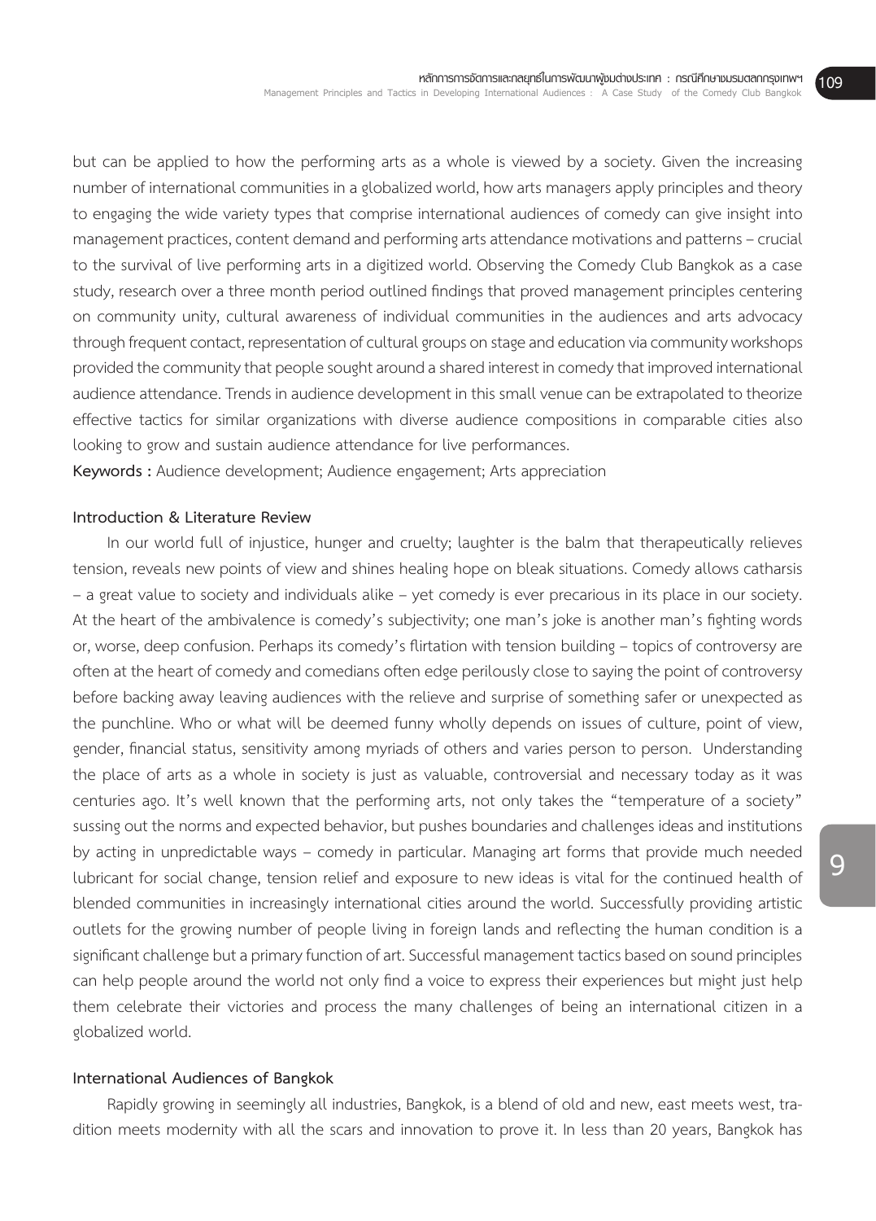but can be applied to how the performing arts as a whole is viewed by a society. Given the increasing number of international communities in a globalized world, how arts managers apply principles and theory to engaging the wide variety types that comprise international audiences of comedy can give insight into management practices, content demand and performing arts attendance motivations and patterns – crucial to the survival of live performing arts in a digitized world. Observing the Comedy Club Bangkok as a case study, research over a three month period outlined findings that proved management principles centering on community unity, cultural awareness of individual communities in the audiences and arts advocacy through frequent contact, representation of cultural groups on stage and education via community workshops provided the community that people sought around a shared interest in comedy that improved international audience attendance. Trends in audience development in this small venue can be extrapolated to theorize effective tactics for similar organizations with diverse audience compositions in comparable cities also looking to grow and sustain audience attendance for live performances.

**Keywords :** Audience development; Audience engagement; Arts appreciation

## Introduction & Literature Review

In our world full of injustice, hunger and cruelty; laughter is the balm that therapeutically relieves tension, reveals new points of view and shines healing hope on bleak situations. Comedy allows catharsis – a great value to society and individuals alike – yet comedy is ever precarious in its place in our society. At the heart of the ambivalence is comedy's subjectivity; one man's joke is another man's fighting words or, worse, deep confusion. Perhaps its comedy's flirtation with tension building – topics of controversy are often at the heart of comedy and comedians often edge perilously close to saying the point of controversy before backing away leaving audiences with the relieve and surprise of something safer or unexpected as the punchline. Who or what will be deemed funny wholly depends on issues of culture, point of view, gender, financial status, sensitivity among myriads of others and varies person to person. Understanding the place of arts as a whole in society is just as valuable, controversial and necessary today as it was centuries ago. It's well known that the performing arts, not only takes the "temperature of a society" sussing out the norms and expected behavior, but pushes boundaries and challenges ideas and institutions by acting in unpredictable ways – comedy in particular. Managing art forms that provide much needed lubricant for social change, tension relief and exposure to new ideas is vital for the continued health of blended communities in increasingly international cities around the world. Successfully providing artistic outlets for the growing number of people living in foreign lands and reflecting the human condition is a significant challenge but a primary function of art. Successful management tactics based on sound principles can help people around the world not only find a voice to express their experiences but might just help them celebrate their victories and process the many challenges of being an international citizen in a globalized world.

## International Audiences of Bangkok

Rapidly growing in seemingly all industries, Bangkok, is a blend of old and new, east meets west, tradition meets modernity with all the scars and innovation to prove it. In less than 20 years, Bangkok has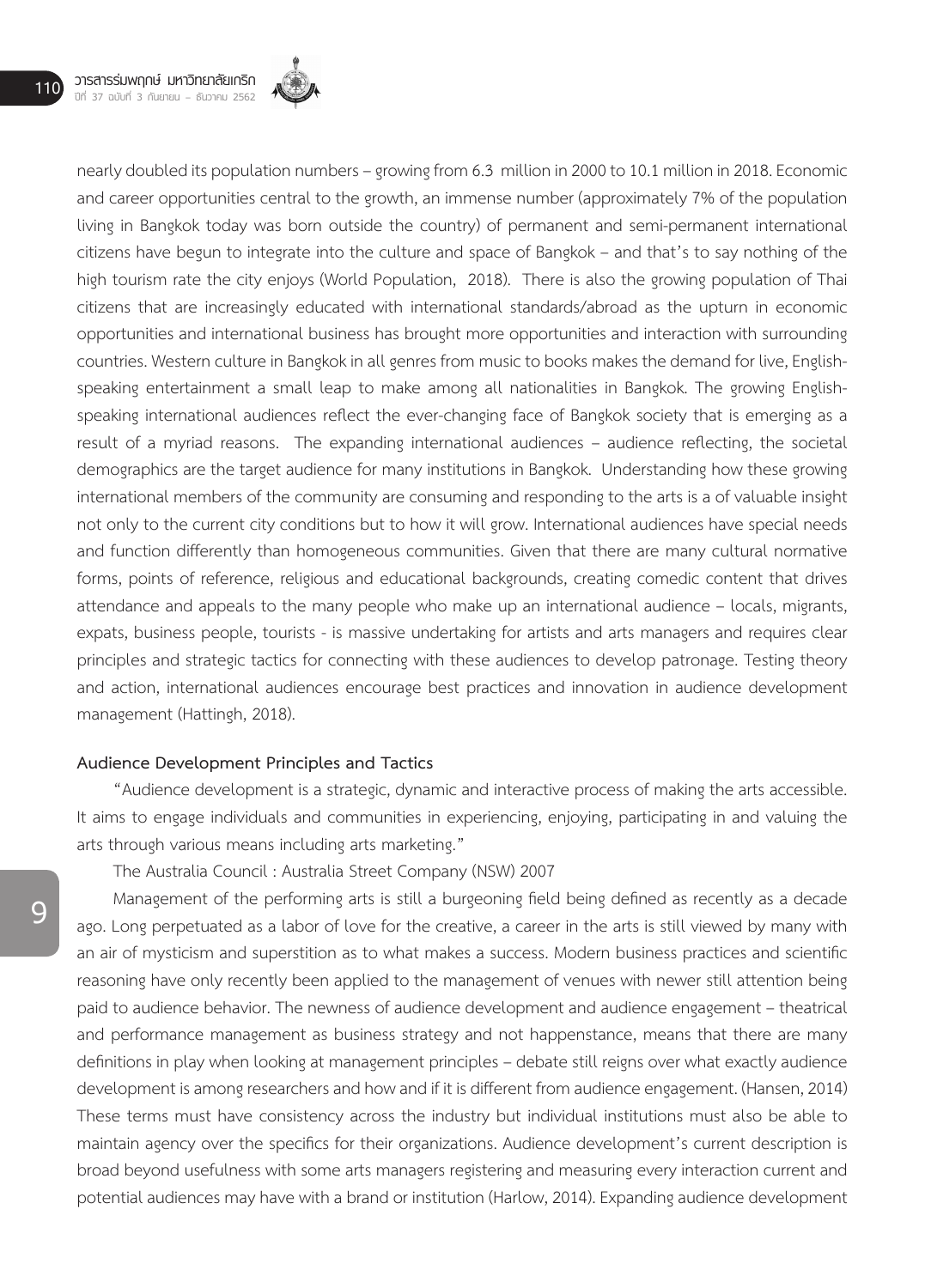nearly doubled its population numbers – growing from 6.3 million in 2000 to 10.1 million in 2018. Economic and career opportunities central to the growth, an immense number (approximately 7% of the population living in Bangkok today was born outside the country) of permanent and semi-permanent international citizens have begun to integrate into the culture and space of Bangkok – and that's to say nothing of the high tourism rate the city enjoys (World Population, 2018). There is also the growing population of Thai citizens that are increasingly educated with international standards/abroad as the upturn in economic opportunities and international business has brought more opportunities and interaction with surrounding countries. Western culture in Bangkok in all genres from music to books makes the demand for live, English-speaking entertainment a small leap to make among all nationalities in Bangkok. The growing English-speaking international audiences reflect the ever-changing face of Bangkok society that is emerging as a result of a myriad reasons. The expanding international audiences – audience reflecting, the societal demographics are the target audience for many institutions in Bangkok. Understanding how these growing international members of the community are consuming and responding to the arts is a of valuable insight not only to the current city conditions but to how it will grow. International audiences have special needs and function differently than homogeneous communities. Given that there are many cultural normative forms, points of reference, religious and educational backgrounds, creating comedic content that drives attendance and appeals to the many people who make up an international audience – locals, migrants, expats, business people, tourists - is massive undertaking for artists and arts managers and requires clear principles and strategic tactics for connecting with these audiences to develop patronage. Testing theory and action, international audiences encourage best practices and innovation in audience development management (Hattingh, 2018).

**Audience Development Principles and Tactics**

"Audience development is a strategic, dynamic and interactive process of making the arts accessible. It aims to engage individuals and communities in experiencing, enjoying, participating in and valuing the arts through various means including arts marketing."

The Australia Council : Australia Street Company (NSW) 2007

Management of the performing arts is still a burgeoning field being defined as recently as a decade ago. Long perpetuated as a labor of love for the creative, a career in the arts is still viewed by many with an air of mysticism and superstition as to what makes a success. Modern business practices and scientific reasoning have only recently been applied to the management of venues with newer still attention being paid to audience behavior. The newness of audience development and audience engagement – theatrical and performance management as business strategy and not happenstance, means that there are many definitions in play when looking at management principles – debate still reigns over what exactly audience development is among researchers and how and if it is different from audience engagement. (Hansen, 2014) These terms must have consistency across the industry but individual institutions must also be able to maintain agency over the specifics for their organizations. Audience development's current description is broad beyond usefulness with some arts managers registering and measuring every interaction current and potential audiences may have with a brand or institution (Harlow, 2014). Expanding audience development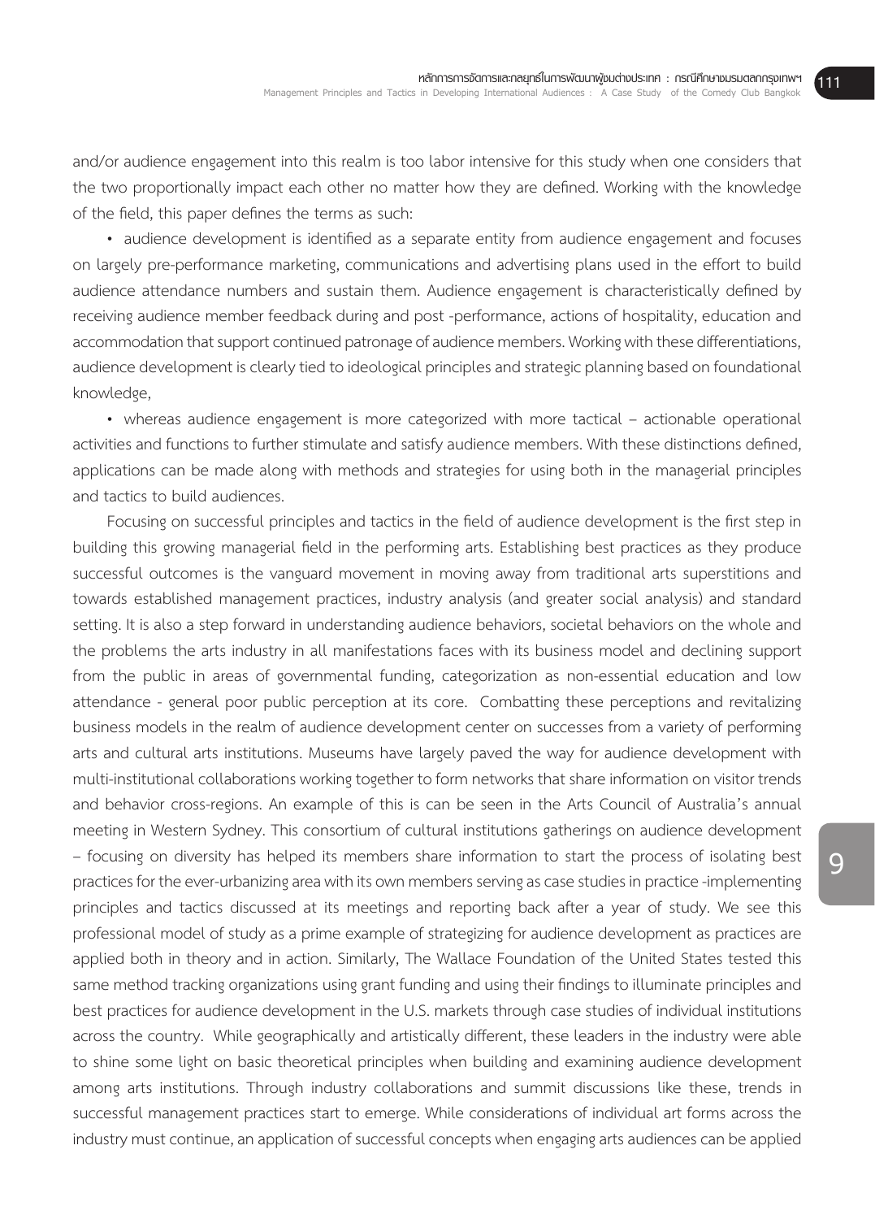and/or audience engagement into this realm is too labor intensive for this study when one considers that the two proportionally impact each other no matter how they are defined. Working with the knowledge of the field, this paper defines the terms as such:

- audience development is identified as a separate entity from audience engagement and focuses on largely pre-performance marketing, communications and advertising plans used in the effort to build audience attendance numbers and sustain them. Audience engagement is characteristically defined by receiving audience member feedback during and post -performance, actions of hospitality, education and accommodation that support continued patronage of audience members. Working with these differentiations, audience development is clearly tied to ideological principles and strategic planning based on foundational knowledge,
- whereas audience engagement is more categorized with more tactical – actionable operational activities and functions to further stimulate and satisfy audience members. With these distinctions defined, applications can be made along with methods and strategies for using both in the managerial principles and tactics to build audiences.

Focusing on successful principles and tactics in the field of audience development is the first step in building this growing managerial field in the performing arts. Establishing best practices as they produce successful outcomes is the vanguard movement in moving away from traditional arts superstitions and towards established management practices, industry analysis (and greater social analysis) and standard setting. It is also a step forward in understanding audience behaviors, societal behaviors on the whole and the problems the arts industry in all manifestations faces with its business model and declining support from the public in areas of governmental funding, categorization as non-essential education and low attendance - general poor public perception at its core. Combatting these perceptions and revitalizing business models in the realm of audience development center on successes from a variety of performing arts and cultural arts institutions. Museums have largely paved the way for audience development with multi-institutional collaborations working together to form networks that share information on visitor trends and behavior cross-regions. An example of this is can be seen in the Arts Council of Australia's annual meeting in Western Sydney. This consortium of cultural institutions gatherings on audience development – focusing on diversity has helped its members share information to start the process of isolating best practices for the ever-urbanizing area with its own members serving as case studies in practice -implementing principles and tactics discussed at its meetings and reporting back after a year of study. We see this professional model of study as a prime example of strategizing for audience development as practices are applied both in theory and in action. Similarly, The Wallace Foundation of the United States tested this same method tracking organizations using grant funding and using their findings to illuminate principles and best practices for audience development in the U.S. markets through case studies of individual institutions across the country. While geographically and artistically different, these leaders in the industry were able to shine some light on basic theoretical principles when building and examining audience development among arts institutions. Through industry collaborations and summit discussions like these, trends in successful management practices start to emerge. While considerations of individual art forms across the industry must continue, an application of successful concepts when engaging arts audiences can be applied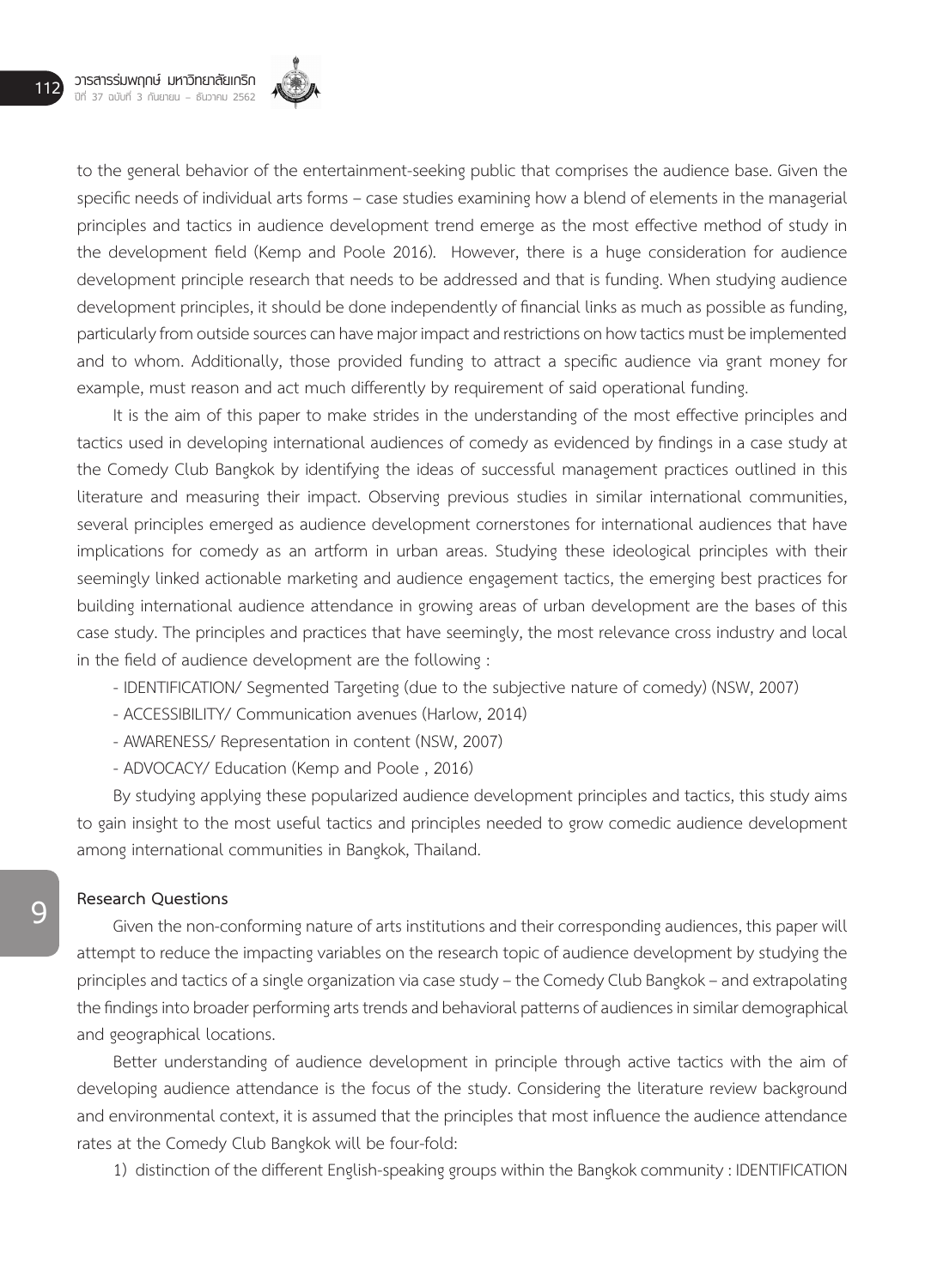to the general behavior of the entertainment-seeking public that comprises the audience base. Given the specific needs of individual arts forms – case studies examining how a blend of elements in the managerial principles and tactics in audience development trend emerge as the most effective method of study in the development field (Kemp and Poole 2016). However, there is a huge consideration for audience development principle research that needs to be addressed and that is funding. When studying audience development principles, it should be done independently of financial links as much as possible as funding, particularly from outside sources can have major impact and restrictions on how tactics must be implemented and to whom. Additionally, those provided funding to attract a specific audience via grant money for example, must reason and act much differently by requirement of said operational funding.

It is the aim of this paper to make strides in the understanding of the most effective principles and tactics used in developing international audiences of comedy as evidenced by findings in a case study at the Comedy Club Bangkok by identifying the ideas of successful management practices outlined in this literature and measuring their impact. Observing previous studies in similar international communities, several principles emerged as audience development cornerstones for international audiences that have implications for comedy as an artform in urban areas. Studying these ideological principles with their seemingly linked actionable marketing and audience engagement tactics, the emerging best practices for building international audience attendance in growing areas of urban development are the bases of this case study. The principles and practices that have seemingly, the most relevance cross industry and local in the field of audience development are the following :

- IDENTIFICATION/ Segmented Targeting (due to the subjective nature of comedy) (NSW, 2007)
- ACCESSIBILITY/ Communication avenues (Harlow, 2014)
- AWARENESS/ Representation in content (NSW, 2007)
- ADVOCACY/ Education (Kemp and Poole , 2016)

By studying applying these popularized audience development principles and tactics, this study aims to gain insight to the most useful tactics and principles needed to grow comedic audience development among international communities in Bangkok, Thailand.

## Research Questions

Given the non-conforming nature of arts institutions and their corresponding audiences, this paper will attempt to reduce the impacting variables on the research topic of audience development by studying the principles and tactics of a single organization via case study – the Comedy Club Bangkok – and extrapolating the findings into broader performing arts trends and behavioral patterns of audiences in similar demographical and geographical locations.

Better understanding of audience development in principle through active tactics with the aim of developing audience attendance is the focus of the study. Considering the literature review background and environmental context, it is assumed that the principles that most influence the audience attendance rates at the Comedy Club Bangkok will be four-fold:

1) distinction of the different English-speaking groups within the Bangkok community : IDENTIFICATION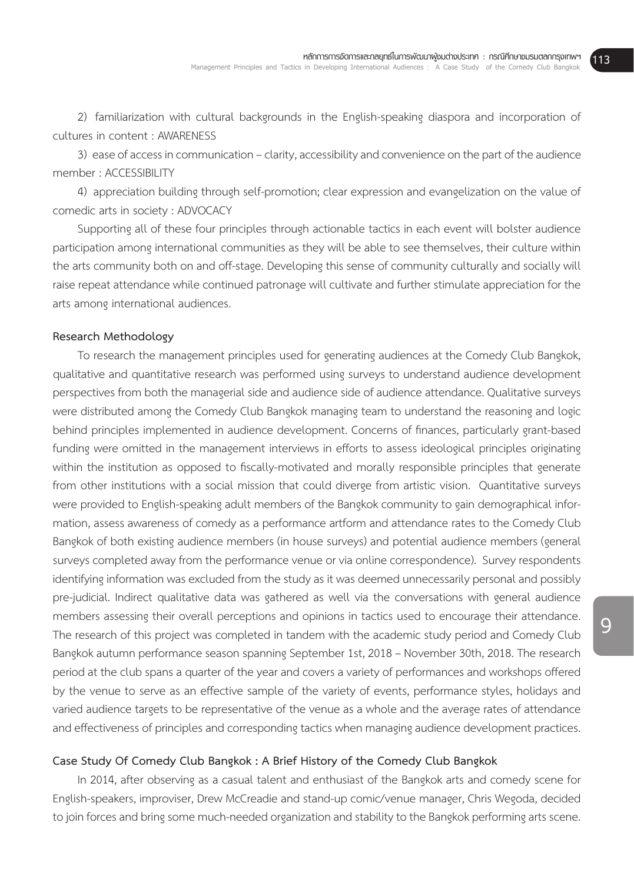2) familiarization with cultural backgrounds in the English-speaking diaspora and incorporation of cultures in content : AWARENESS

3) ease of access in communication – clarity, accessibility and convenience on the part of the audience member : ACCESSIBILITY

4) appreciation building through self-promotion; clear expression and evangelization on the value of comedic arts in society : ADVOCACY

Supporting all of these four principles through actionable tactics in each event will bolster audience participation among international communities as they will be able to see themselves, their culture within the arts community both on and off-stage. Developing this sense of community culturally and socially will raise repeat attendance while continued patronage will cultivate and further stimulate appreciation for the arts among international audiences.

**Research Methodology**

To research the management principles used for generating audiences at the Comedy Club Bangkok, qualitative and quantitative research was performed using surveys to understand audience development perspectives from both the managerial side and audience side of audience attendance. Qualitative surveys were distributed among the Comedy Club Bangkok managing team to understand the reasoning and logic behind principles implemented in audience development. Concerns of finances, particularly grant-based funding were omitted in the management interviews in efforts to assess ideological principles originating within the institution as opposed to fiscally-motivated and morally responsible principles that generate from other institutions with a social mission that could diverge from artistic vision. Quantitative surveys were provided to English-speaking adult members of the Bangkok community to gain demographical information, assess awareness of comedy as a performance artform and attendance rates to the Comedy Club Bangkok of both existing audience members (in house surveys) and potential audience members (general surveys completed away from the performance venue or via online correspondence). Survey respondents identifying information was excluded from the study as it was deemed unnecessarily personal and possibly pre-judicial. Indirect qualitative data was gathered as well via the conversations with general audience members assessing their overall perceptions and opinions in tactics used to encourage their attendance. The research of this project was completed in tandem with the academic study period and Comedy Club Bangkok autumn performance season spanning September 1st, 2018 – November 30th, 2018. The research period at the club spans a quarter of the year and covers a variety of performances and workshops offered by the venue to serve as an effective sample of the variety of events, performance styles, holidays and varied audience targets to be representative of the venue as a whole and the average rates of attendance and effectiveness of principles and corresponding tactics when managing audience development practices.

**Case Study Of Comedy Club Bangkok : A Brief History of the Comedy Club Bangkok**

In 2014, after observing as a casual talent and enthusiast of the Bangkok arts and comedy scene for English-speakers, improviser, Drew McCreadie and stand-up comic/venue manager, Chris Wegoda, decided to join forces and bring some much-needed organization and stability to the Bangkok performing arts scene.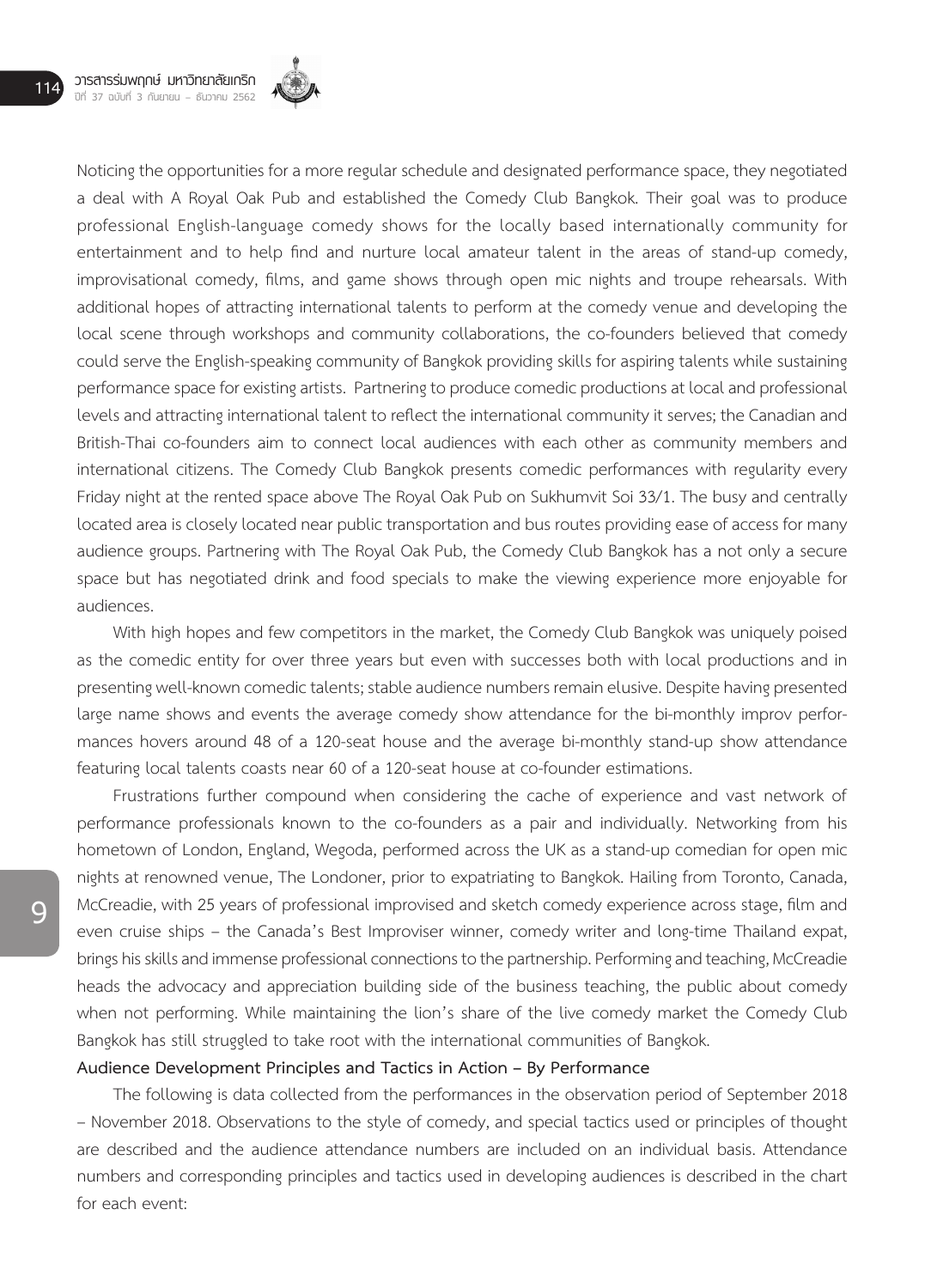Noticing the opportunities for a more regular schedule and designated performance space, they negotiated a deal with A Royal Oak Pub and established the Comedy Club Bangkok. Their goal was to produce professional English-language comedy shows for the locally based internationally community for entertainment and to help find and nurture local amateur talent in the areas of stand-up comedy, improvisational comedy, films, and game shows through open mic nights and troupe rehearsals. With additional hopes of attracting international talents to perform at the comedy venue and developing the local scene through workshops and community collaborations, the co-founders believed that comedy could serve the English-speaking community of Bangkok providing skills for aspiring talents while sustaining performance space for existing artists. Partnering to produce comedic productions at local and professional levels and attracting international talent to reflect the international community it serves; the Canadian and British-Thai co-founders aim to connect local audiences with each other as community members and international citizens. The Comedy Club Bangkok presents comedic performances with regularity every Friday night at the rented space above The Royal Oak Pub on Sukhumvit Soi 33/1. The busy and centrally located area is closely located near public transportation and bus routes providing ease of access for many audience groups. Partnering with The Royal Oak Pub, the Comedy Club Bangkok has a not only a secure space but has negotiated drink and food specials to make the viewing experience more enjoyable for audiences.

With high hopes and few competitors in the market, the Comedy Club Bangkok was uniquely poised as the comedic entity for over three years but even with successes both with local productions and in presenting well-known comedic talents; stable audience numbers remain elusive. Despite having presented large name shows and events the average comedy show attendance for the bi-monthly improv performances hovers around 48 of a 120-seat house and the average bi-monthly stand-up show attendance featuring local talents coasts near 60 of a 120-seat house at co-founder estimations.

Frustrations further compound when considering the cache of experience and vast network of performance professionals known to the co-founders as a pair and individually. Networking from his hometown of London, England, Wegoda, performed across the UK as a stand-up comedian for open mic nights at renowned venue, The Londoner, prior to expatriating to Bangkok. Hailing from Toronto, Canada, McCreadie, with 25 years of professional improvised and sketch comedy experience across stage, film and even cruise ships – the Canada's Best Improviser winner, comedy writer and long-time Thailand expat, brings his skills and immense professional connections to the partnership. Performing and teaching, McCreadie heads the advocacy and appreciation building side of the business teaching, the public about comedy when not performing. While maintaining the lion's share of the live comedy market the Comedy Club Bangkok has still struggled to take root with the international communities of Bangkok.

**Audience Development Principles and Tactics in Action – By Performance**

The following is data collected from the performances in the observation period of September 2018 – November 2018. Observations to the style of comedy, and special tactics used or principles of thought are described and the audience attendance numbers are included on an individual basis. Attendance numbers and corresponding principles and tactics used in developing audiences is described in the chart for each event: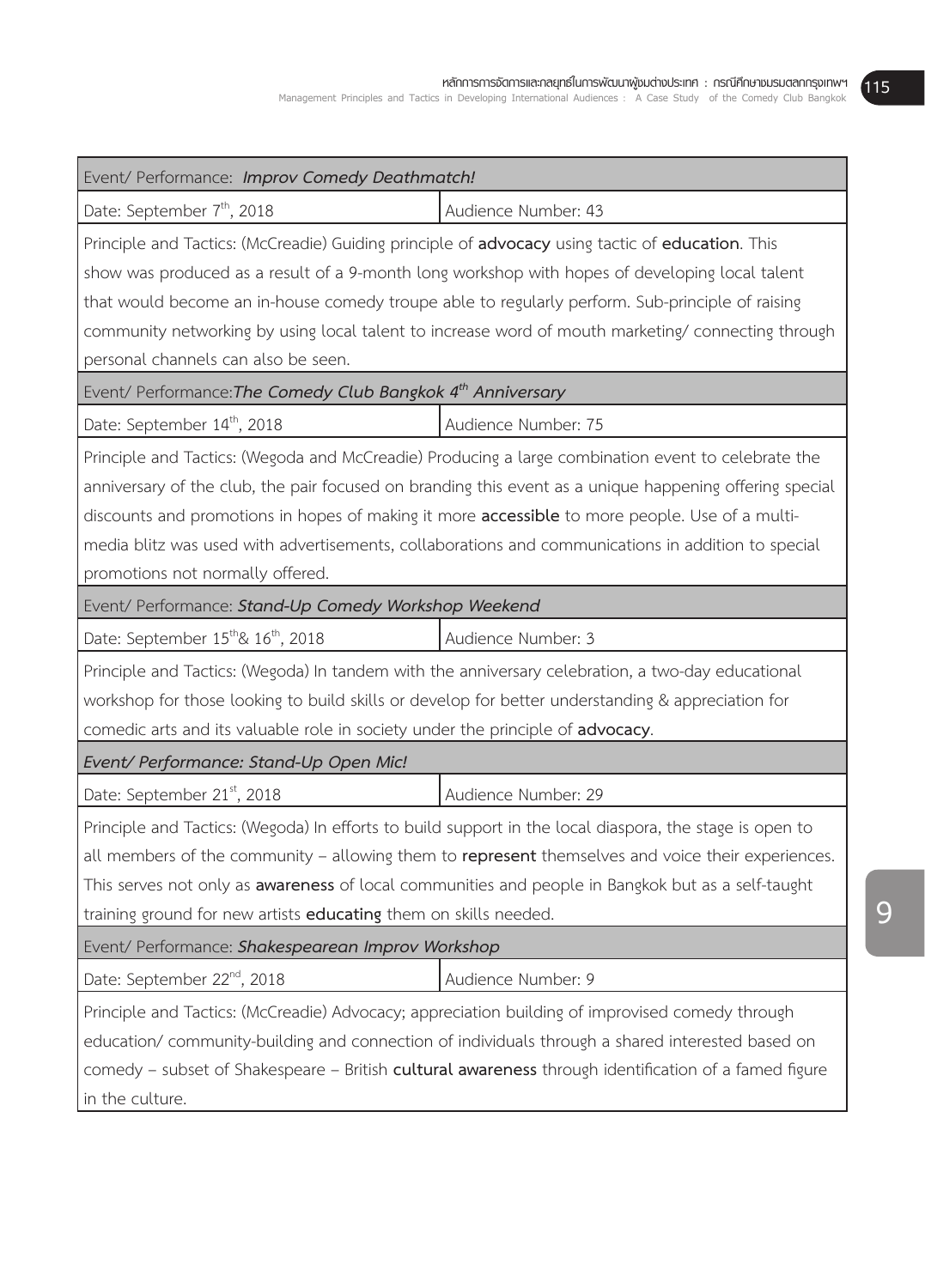| Event/ Performance: ***Improv Comedy Deathmatch!*** | |
|---|---|
| Date: September 7th, 2018 | Audience Number: 43 |
| Principle and Tactics: (McCreadie) Guiding principle of **advocacy** using tactic of **education**. This show was produced as a result of a 9-month long workshop with hopes of developing local talent that would become an in-house comedy troupe able to regularly perform. Sub-principle of raising community networking by using local talent to increase word of mouth marketing/ connecting through personal channels can also be seen. | |
| Event/ Performance: ***The Comedy Club Bangkok 4th Anniversary*** | |
| Date: September 14th, 2018 | Audience Number: 75 |
| Principle and Tactics: (Wegoda and McCreadie) Producing a large combination event to celebrate the anniversary of the club, the pair focused on branding this event as a unique happening offering special discounts and promotions in hopes of making it more **accessible** to more people. Use of a multi-media blitz was used with advertisements, collaborations and communications in addition to special promotions not normally offered. | |
| Event/ Performance: ***Stand-Up Comedy Workshop Weekend*** | |
| Date: September 15th& 16th, 2018 | Audience Number: 3 |
| Principle and Tactics: (Wegoda) In tandem with the anniversary celebration, a two-day educational workshop for those looking to build skills or develop for better understanding & appreciation for comedic arts and its valuable role in society under the principle of **advocacy**. | |
| *Event/ Performance: Stand-Up Open Mic!* | |
| Date: September 21st, 2018 | Audience Number: 29 |
| Principle and Tactics: (Wegoda) In efforts to build support in the local diaspora, the stage is open to all members of the community – allowing them to **represent** themselves and voice their experiences. This serves not only as **awareness** of local communities and people in Bangkok but as a self-taught training ground for new artists **educating** them on skills needed. | |
| Event/ Performance: ***Shakespearean Improv Workshop*** | |
| Date: September 22nd, 2018 | Audience Number: 9 |
| Principle and Tactics: (McCreadie) Advocacy; appreciation building of improvised comedy through education/ community-building and connection of individuals through a shared interested based on comedy – subset of Shakespeare – British **cultural awareness** through identification of a famed figure in the culture. | |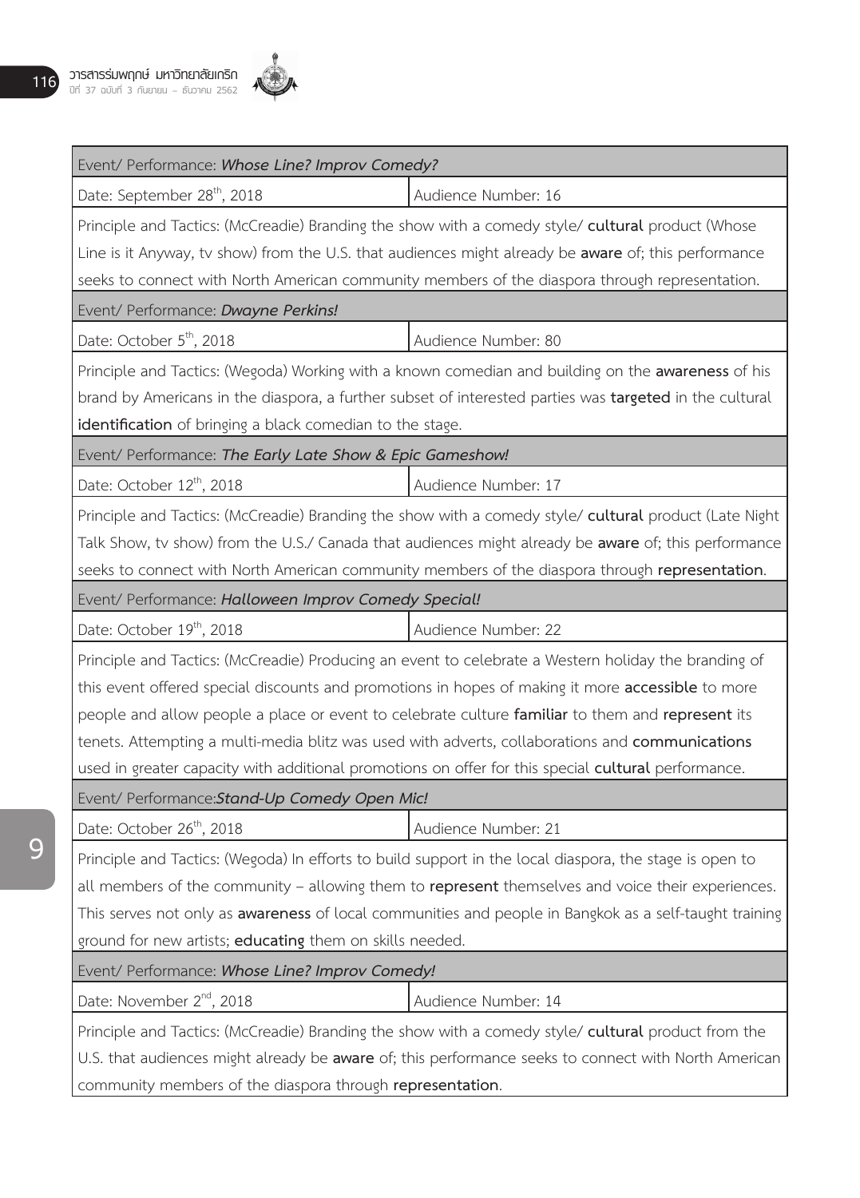| Event/ Performance: ***Whose Line? Improv Comedy?*** | |
|---|---|
| Date: September 28th, 2018 | Audience Number: 16 |
| Principle and Tactics: (McCreadie) Branding the show with a comedy style/ **cultural** product (Whose Line is it Anyway, tv show) from the U.S. that audiences might already be **aware** of; this performance seeks to connect with North American community members of the diaspora through representation. | |
| Event/ Performance: ***Dwayne Perkins!*** | |
| Date: October 5th, 2018 | Audience Number: 80 |
| Principle and Tactics: (Wegoda) Working with a known comedian and building on the **awareness** of his brand by Americans in the diaspora, a further subset of interested parties was **targeted** in the cultural **identification** of bringing a black comedian to the stage. | |
| Event/ Performance: ***The Early Late Show & Epic Gameshow!*** | |
| Date: October 12th, 2018 | Audience Number: 17 |
| Principle and Tactics: (McCreadie) Branding the show with a comedy style/ **cultural** product (Late Night Talk Show, tv show) from the U.S./ Canada that audiences might already be **aware** of; this performance seeks to connect with North American community members of the diaspora through **representation**. | |
| Event/ Performance: ***Halloween Improv Comedy Special!*** | |
| Date: October 19th, 2018 | Audience Number: 22 |
| Principle and Tactics: (McCreadie) Producing an event to celebrate a Western holiday the branding of this event offered special discounts and promotions in hopes of making it more **accessible** to more people and allow people a place or event to celebrate culture **familiar** to them and **represent** its tenets. Attempting a multi-media blitz was used with adverts, collaborations and **communications** used in greater capacity with additional promotions on offer for this special **cultural** performance. | |
| Event/ Performance:***Stand-Up Comedy Open Mic!*** | |
| Date: October 26th, 2018 | Audience Number: 21 |
| Principle and Tactics: (Wegoda) In efforts to build support in the local diaspora, the stage is open to all members of the community – allowing them to **represent** themselves and voice their experiences. This serves not only as **awareness** of local communities and people in Bangkok as a self-taught training ground for new artists; **educating** them on skills needed. | |
| Event/ Performance: ***Whose Line? Improv Comedy!*** | |
| Date: November 2nd, 2018 | Audience Number: 14 |
| Principle and Tactics: (McCreadie) Branding the show with a comedy style/ **cultural** product from the U.S. that audiences might already be **aware** of; this performance seeks to connect with North American community members of the diaspora through **representation**. | |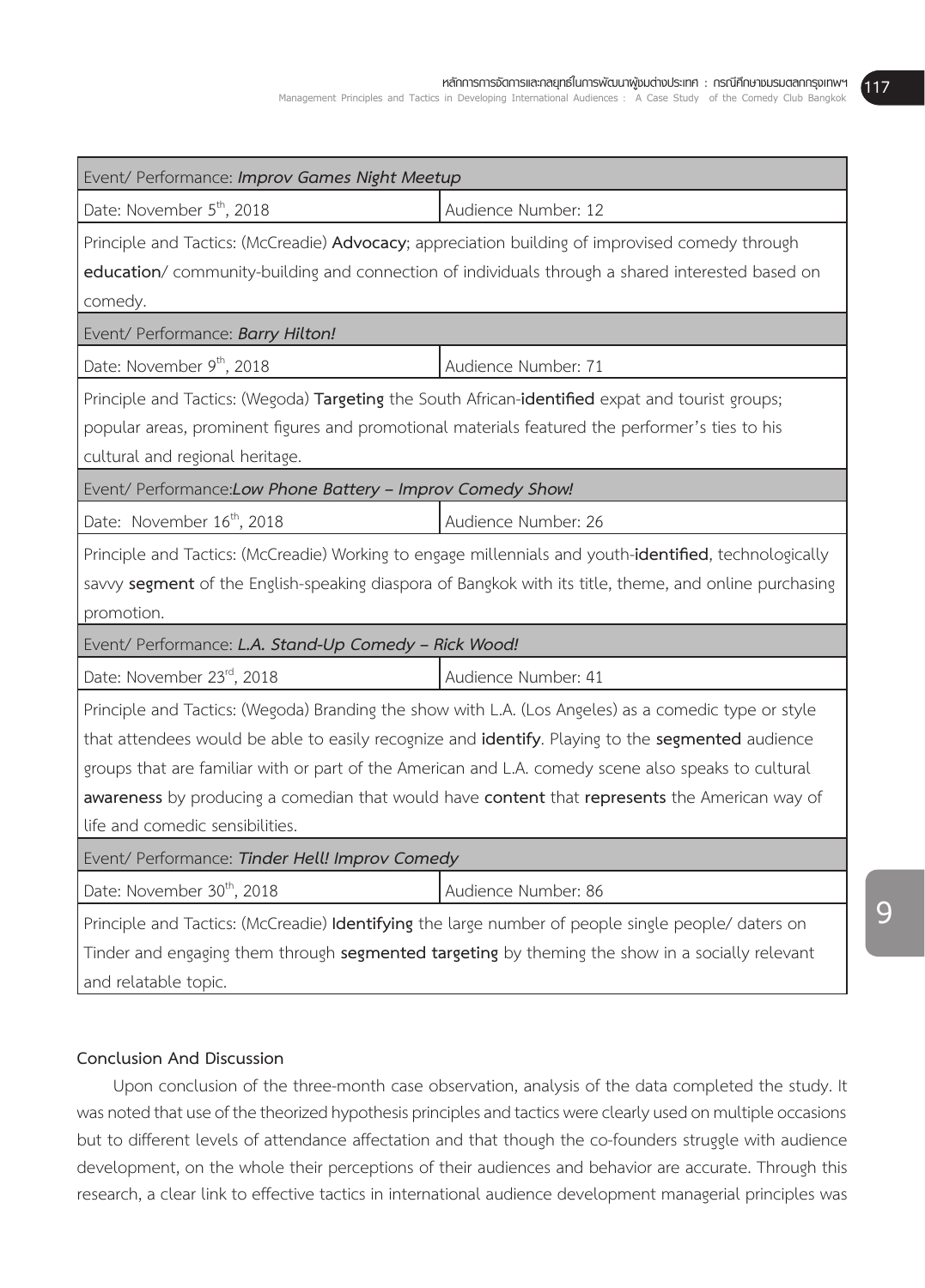| Event/ Performance: ***Improv Games Night Meetup*** | |
|---|---|
| Date: November 5th, 2018 | Audience Number: 12 |
| Principle and Tactics: (McCreadie) **Advocacy**; appreciation building of improvised comedy through **education**/ community-building and connection of individuals through a shared interested based on comedy. | |
| Event/ Performance: ***Barry Hilton!*** | |
| Date: November 9th, 2018 | Audience Number: 71 |
| Principle and Tactics: (Wegoda) **Targeting** the South African-**identified** expat and tourist groups; popular areas, prominent figures and promotional materials featured the performer's ties to his cultural and regional heritage. | |
| Event/ Performance: ***Low Phone Battery – Improv Comedy Show!*** | |
| Date: November 16th, 2018 | Audience Number: 26 |
| Principle and Tactics: (McCreadie) Working to engage millennials and youth-**identified**, technologically savvy **segment** of the English-speaking diaspora of Bangkok with its title, theme, and online purchasing promotion. | |
| Event/ Performance: ***L.A. Stand-Up Comedy – Rick Wood!*** | |
| Date: November 23rd, 2018 | Audience Number: 41 |
| Principle and Tactics: (Wegoda) Branding the show with L.A. (Los Angeles) as a comedic type or style that attendees would be able to easily recognize and **identify**. Playing to the **segmented** audience groups that are familiar with or part of the American and L.A. comedy scene also speaks to cultural **awareness** by producing a comedian that would have **content** that **represents** the American way of life and comedic sensibilities. | |
| Event/ Performance: ***Tinder Hell! Improv Comedy*** | |
| Date: November 30th, 2018 | Audience Number: 86 |
| Principle and Tactics: (McCreadie) **Identifying** the large number of people single people/ daters on Tinder and engaging them through **segmented targeting** by theming the show in a socially relevant and relatable topic. | |

## Conclusion And Discussion

Upon conclusion of the three-month case observation, analysis of the data completed the study. It was noted that use of the theorized hypothesis principles and tactics were clearly used on multiple occasions but to different levels of attendance affectation and that though the co-founders struggle with audience development, on the whole their perceptions of their audiences and behavior are accurate. Through this research, a clear link to effective tactics in international audience development managerial principles was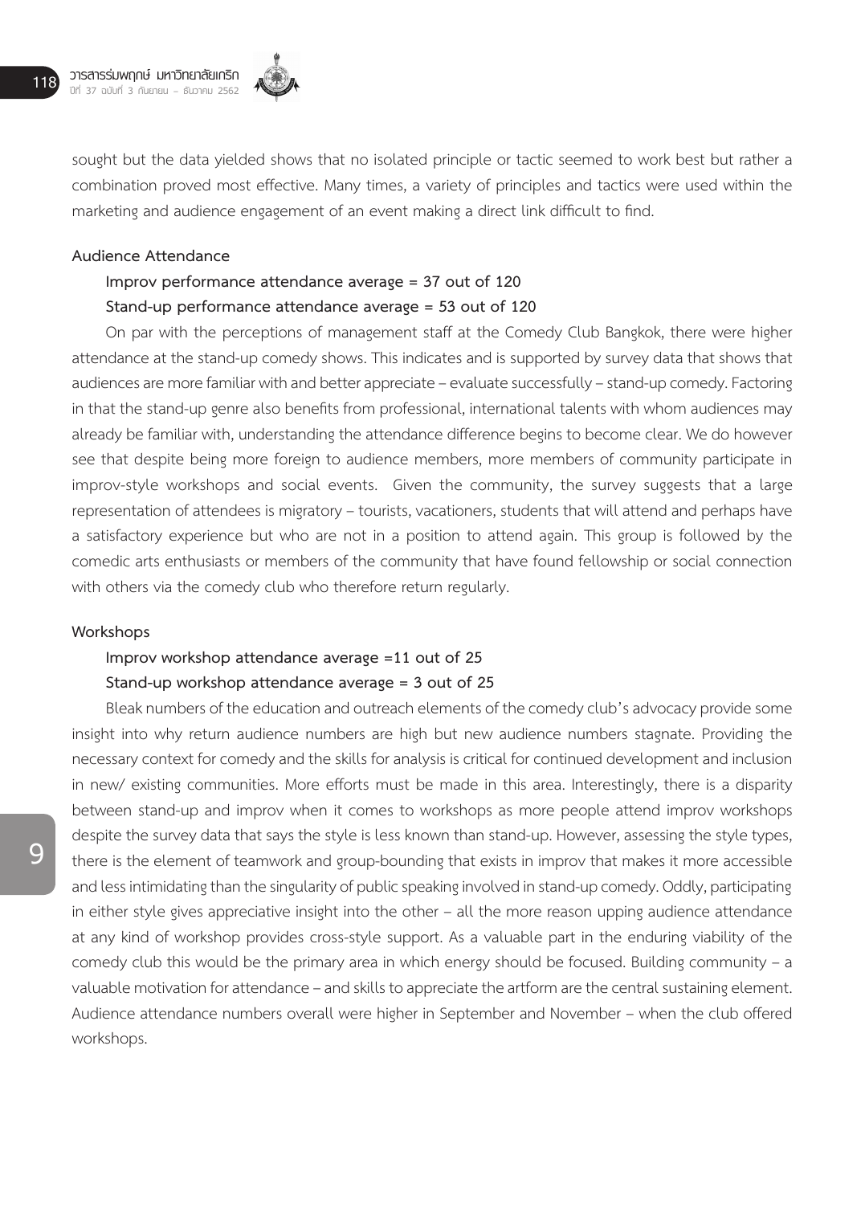sought but the data yielded shows that no isolated principle or tactic seemed to work best but rather a combination proved most effective. Many times, a variety of principles and tactics were used within the marketing and audience engagement of an event making a direct link difficult to find.

**Audience Attendance**

**Improv performance attendance average = 37 out of 120**

**Stand-up performance attendance average = 53 out of 120**

On par with the perceptions of management staff at the Comedy Club Bangkok, there were higher attendance at the stand-up comedy shows. This indicates and is supported by survey data that shows that audiences are more familiar with and better appreciate – evaluate successfully – stand-up comedy. Factoring in that the stand-up genre also benefits from professional, international talents with whom audiences may already be familiar with, understanding the attendance difference begins to become clear. We do however see that despite being more foreign to audience members, more members of community participate in improv-style workshops and social events. Given the community, the survey suggests that a large representation of attendees is migratory – tourists, vacationers, students that will attend and perhaps have a satisfactory experience but who are not in a position to attend again. This group is followed by the comedic arts enthusiasts or members of the community that have found fellowship or social connection with others via the comedy club who therefore return regularly.

**Workshops**

**Improv workshop attendance average =11 out of 25**

**Stand-up workshop attendance average = 3 out of 25**

Bleak numbers of the education and outreach elements of the comedy club's advocacy provide some insight into why return audience numbers are high but new audience numbers stagnate. Providing the necessary context for comedy and the skills for analysis is critical for continued development and inclusion in new/ existing communities. More efforts must be made in this area. Interestingly, there is a disparity between stand-up and improv when it comes to workshops as more people attend improv workshops despite the survey data that says the style is less known than stand-up. However, assessing the style types, there is the element of teamwork and group-bounding that exists in improv that makes it more accessible and less intimidating than the singularity of public speaking involved in stand-up comedy. Oddly, participating in either style gives appreciative insight into the other – all the more reason upping audience attendance at any kind of workshop provides cross-style support. As a valuable part in the enduring viability of the comedy club this would be the primary area in which energy should be focused. Building community – a valuable motivation for attendance – and skills to appreciate the artform are the central sustaining element. Audience attendance numbers overall were higher in September and November – when the club offered workshops.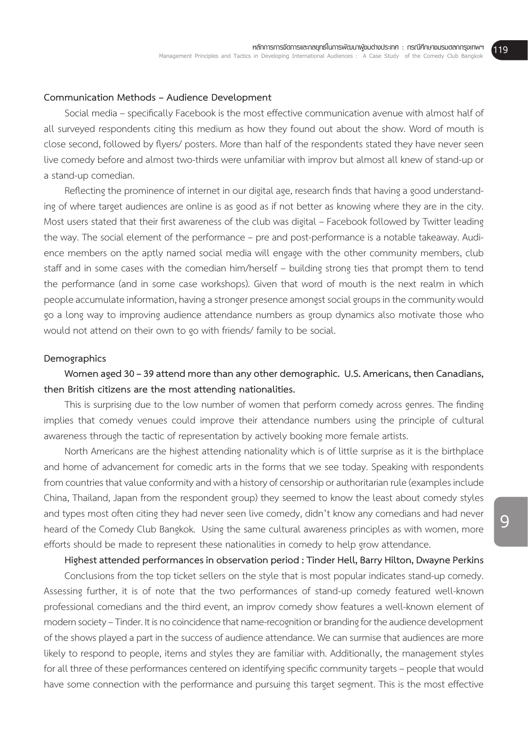## Communication Methods – Audience Development

Social media – specifically Facebook is the most effective communication avenue with almost half of all surveyed respondents citing this medium as how they found out about the show. Word of mouth is close second, followed by flyers/ posters. More than half of the respondents stated they have never seen live comedy before and almost two-thirds were unfamiliar with improv but almost all knew of stand-up or a stand-up comedian.

Reflecting the prominence of internet in our digital age, research finds that having a good understanding of where target audiences are online is as good as if not better as knowing where they are in the city. Most users stated that their first awareness of the club was digital – Facebook followed by Twitter leading the way. The social element of the performance – pre and post-performance is a notable takeaway. Audience members on the aptly named social media will engage with the other community members, club staff and in some cases with the comedian him/herself – building strong ties that prompt them to tend the performance (and in some case workshops). Given that word of mouth is the next realm in which people accumulate information, having a stronger presence amongst social groups in the community would go a long way to improving audience attendance numbers as group dynamics also motivate those who would not attend on their own to go with friends/ family to be social.

## Demographics

**Women aged 30 – 39 attend more than any other demographic. U.S. Americans, then Canadians, then British citizens are the most attending nationalities.**

This is surprising due to the low number of women that perform comedy across genres. The finding implies that comedy venues could improve their attendance numbers using the principle of cultural awareness through the tactic of representation by actively booking more female artists.

North Americans are the highest attending nationality which is of little surprise as it is the birthplace and home of advancement for comedic arts in the forms that we see today. Speaking with respondents from countries that value conformity and with a history of censorship or authoritarian rule (examples include China, Thailand, Japan from the respondent group) they seemed to know the least about comedy styles and types most often citing they had never seen live comedy, didn't know any comedians and had never heard of the Comedy Club Bangkok. Using the same cultural awareness principles as with women, more efforts should be made to represent these nationalities in comedy to help grow attendance.

**Highest attended performances in observation period : Tinder Hell, Barry Hilton, Dwayne Perkins**

Conclusions from the top ticket sellers on the style that is most popular indicates stand-up comedy. Assessing further, it is of note that the two performances of stand-up comedy featured well-known professional comedians and the third event, an improv comedy show features a well-known element of modern society – Tinder. It is no coincidence that name-recognition or branding for the audience development of the shows played a part in the success of audience attendance. We can surmise that audiences are more likely to respond to people, items and styles they are familiar with. Additionally, the management styles for all three of these performances centered on identifying specific community targets – people that would have some connection with the performance and pursuing this target segment. This is the most effective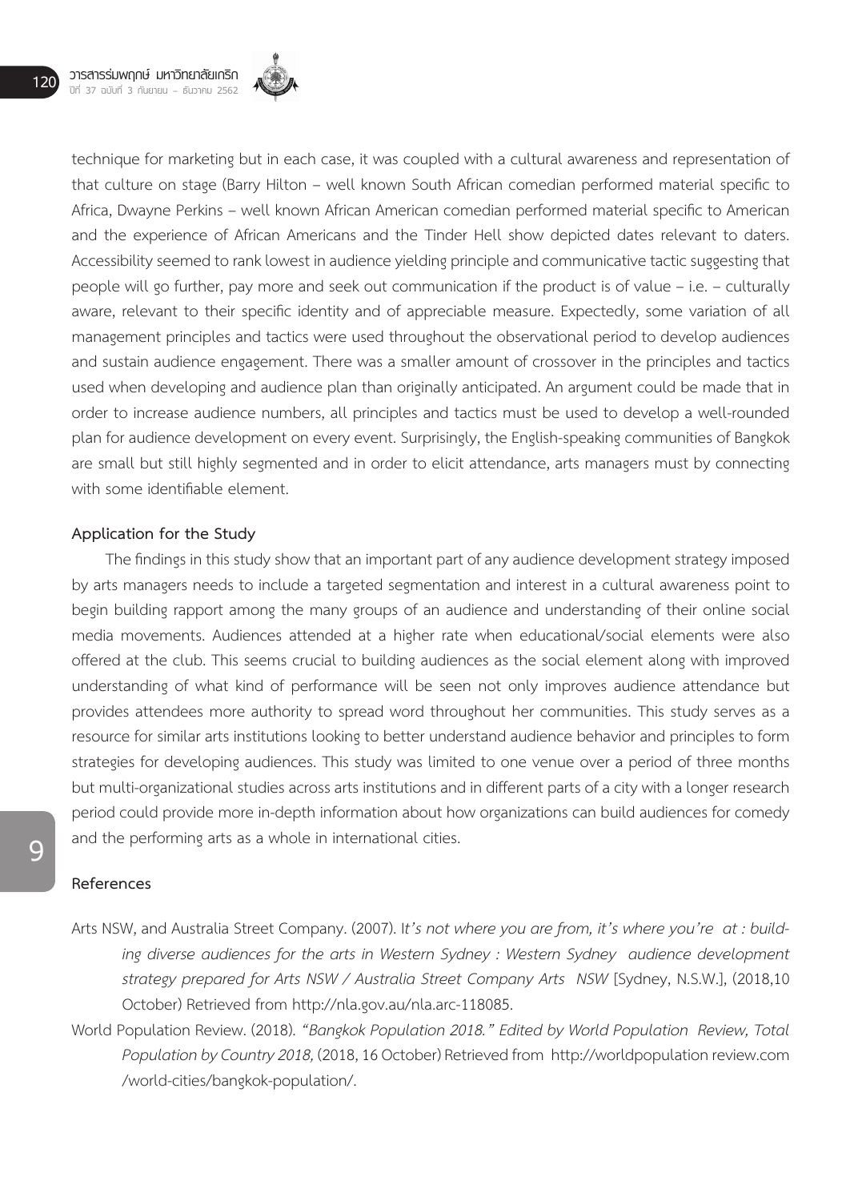technique for marketing but in each case, it was coupled with a cultural awareness and representation of that culture on stage (Barry Hilton – well known South African comedian performed material specific to Africa, Dwayne Perkins – well known African American comedian performed material specific to American and the experience of African Americans and the Tinder Hell show depicted dates relevant to daters. Accessibility seemed to rank lowest in audience yielding principle and communicative tactic suggesting that people will go further, pay more and seek out communication if the product is of value – i.e. – culturally aware, relevant to their specific identity and of appreciable measure. Expectedly, some variation of all management principles and tactics were used throughout the observational period to develop audiences and sustain audience engagement. There was a smaller amount of crossover in the principles and tactics used when developing and audience plan than originally anticipated. An argument could be made that in order to increase audience numbers, all principles and tactics must be used to develop a well-rounded plan for audience development on every event. Surprisingly, the English-speaking communities of Bangkok are small but still highly segmented and in order to elicit attendance, arts managers must by connecting with some identifiable element.

**Application for the Study**

The findings in this study show that an important part of any audience development strategy imposed by arts managers needs to include a targeted segmentation and interest in a cultural awareness point to begin building rapport among the many groups of an audience and understanding of their online social media movements. Audiences attended at a higher rate when educational/social elements were also offered at the club. This seems crucial to building audiences as the social element along with improved understanding of what kind of performance will be seen not only improves audience attendance but provides attendees more authority to spread word throughout her communities. This study serves as a resource for similar arts institutions looking to better understand audience behavior and principles to form strategies for developing audiences. This study was limited to one venue over a period of three months but multi-organizational studies across arts institutions and in different parts of a city with a longer research period could provide more in-depth information about how organizations can build audiences for comedy and the performing arts as a whole in international cities.

**References**

Arts NSW, and Australia Street Company. (2007). I*t's not where you are from, it's where you're at : building diverse audiences for the arts in Western Sydney : Western Sydney audience development strategy prepared for Arts NSW / Australia Street Company Arts NSW* [Sydney, N.S.W.], (2018,10 October) Retrieved from http://nla.gov.au/nla.arc-118085.

World Population Review. (2018). *"Bangkok Population 2018." Edited by World Population Review, Total Population by Country 2018,* (2018, 16 October) Retrieved from http://worldpopulation review.com /world-cities/bangkok-population/.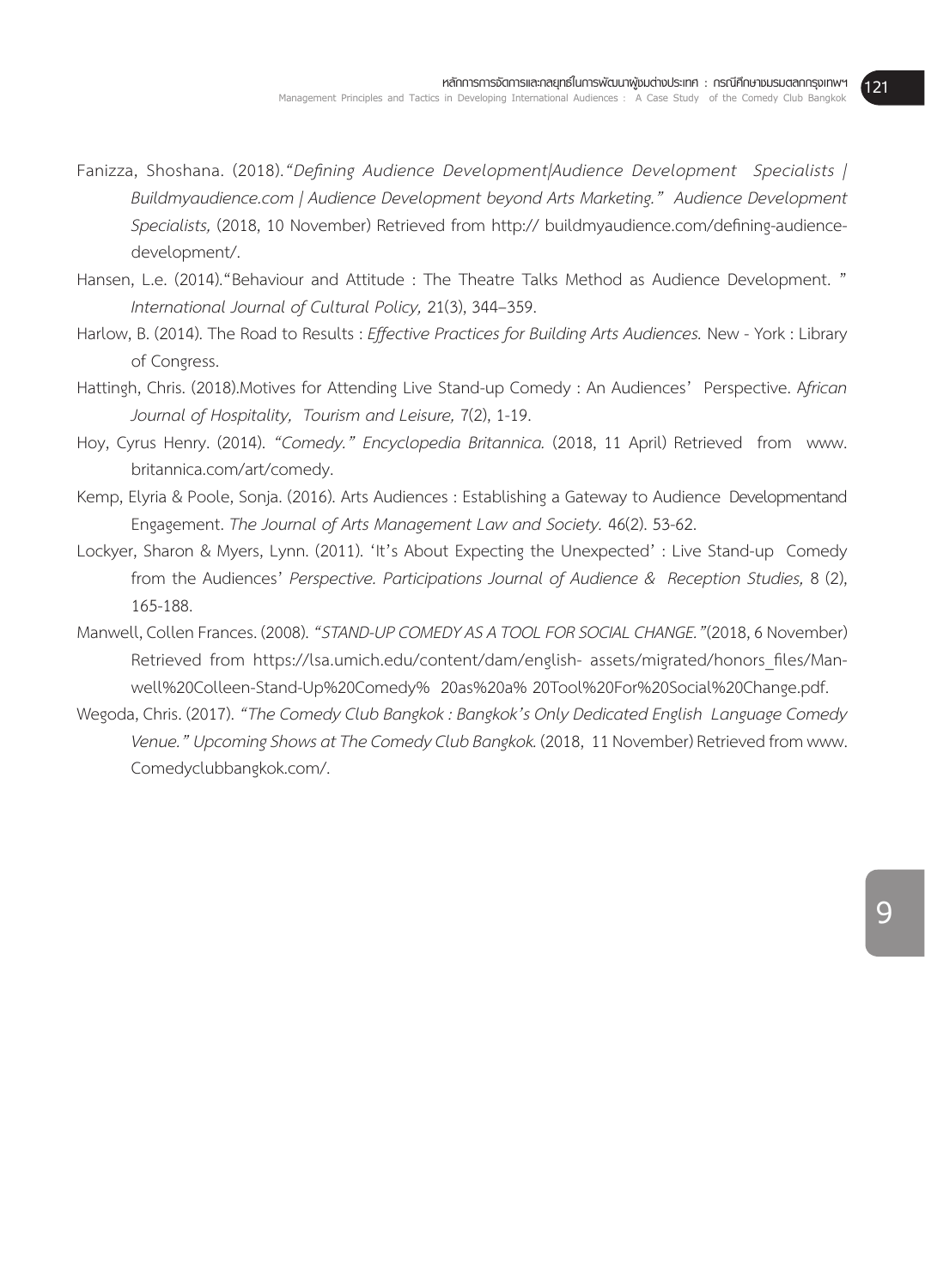Fanizza, Shoshana. (2018).*"Defining Audience Development|Audience Development Specialists | Buildmyaudience.com | Audience Development beyond Arts Marketing." Audience Development Specialists,* (2018, 10 November) Retrieved from http:// buildmyaudience.com/defining-audience-development/.

Hansen, L.e. (2014)."Behaviour and Attitude : The Theatre Talks Method as Audience Development. " *International Journal of Cultural Policy,* 21(3), 344–359.

Harlow, B. (2014). The Road to Results : *Effective Practices for Building Arts Audiences.* New - York : Library of Congress.

Hattingh, Chris. (2018).Motives for Attending Live Stand-up Comedy : An Audiences' Perspective. A*frican Journal of Hospitality, Tourism and Leisure,* 7(2), 1-19.

Hoy, Cyrus Henry. (2014). *"Comedy." Encyclopedia Britannica.* (2018, 11 April) Retrieved from www.britannica.com/art/comedy.

Kemp, Elyria & Poole, Sonja. (2016). Arts Audiences : Establishing a Gateway to Audience Developmentand Engagement. *The Journal of Arts Management Law and Society.* 46(2). 53-62.

Lockyer, Sharon & Myers, Lynn. (2011). 'It's About Expecting the Unexpected' : Live Stand-up Comedy from the Audiences' *Perspective. Participations Journal of Audience & Reception Studies,* 8 (2), 165-188.

Manwell, Collen Frances. (2008). *"STAND-UP COMEDY AS A TOOL FOR SOCIAL CHANGE."*(2018, 6 November) Retrieved from https://lsa.umich.edu/content/dam/english- assets/migrated/honors_files/Manwell%20Colleen-Stand-Up%20Comedy% 20as%20a% 20Tool%20For%20Social%20Change.pdf.

Wegoda, Chris. (2017). *"The Comedy Club Bangkok : Bangkok's Only Dedicated English Language Comedy Venue." Upcoming Shows at The Comedy Club Bangkok.* (2018, 11 November) Retrieved from www.Comedyclubbangkok.com/.